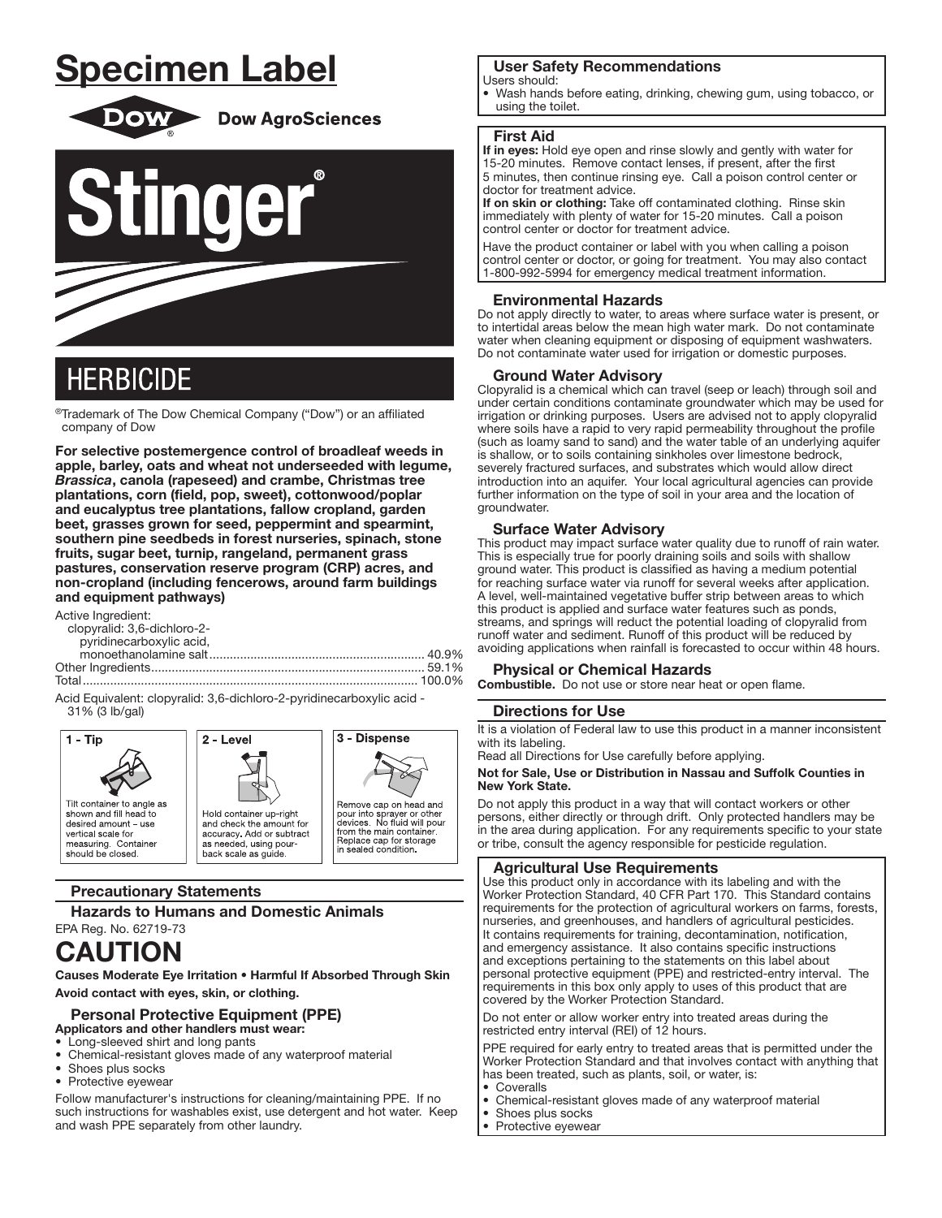# Specimen Label

Dow AgroSciences

# Stinger®

## HERBICIDE

®Trademark of The Dow Chemical Company ("Dow") or an affiliated company of Dow

**For selective postemergence control of broadleaf weeds in apple, barley, oats and wheat not underseeded with legume, *Brassica*, canola (rapeseed) and crambe, Christmas tree plantations, corn (field, pop, sweet), cottonwood/poplar and eucalyptus tree plantations, fallow cropland, garden beet, grasses grown for seed, peppermint and spearmint, southern pine seedbeds in forest nurseries, spinach, stone fruits, sugar beet, turnip, rangeland, permanent grass pastures, conservation reserve program (CRP) acres, and non-cropland (including fencerows, around farm buildings and equipment pathways)**

Active Ingredient:
clopyralid: 3,6-dichloro-2-pyridinecarboxylic acid, monoethanolamine salt .............. 40.9%
Other Ingredients .............. 59.1%
Total .............. 100.0%

Acid Equivalent: clopyralid: 3,6-dichloro-2-pyridinecarboxylic acid - 31% (3 lb/gal)

**1 - Tip**
Tilt container to angle as shown and fill head to desired amount – use vertical scale for measuring. Container should be closed.

**2 - Level**
Hold container up-right and check the amount for accuracy. Add or subtract as needed, using pour-back scale as guide.

**3 - Dispense**
Remove cap on head and pour into sprayer or other devices. No fluid will pour from the main container. Replace cap for storage in sealed condition.

## Precautionary Statements

### Hazards to Humans and Domestic Animals

EPA Reg. No. 62719-73

# CAUTION

**Causes Moderate Eye Irritation • Harmful If Absorbed Through Skin**

**Avoid contact with eyes, skin, or clothing.**

### Personal Protective Equipment (PPE)

**Applicators and other handlers must wear:**

- Long-sleeved shirt and long pants
- Chemical-resistant gloves made of any waterproof material
- Shoes plus socks
- Protective eyewear

Follow manufacturer's instructions for cleaning/maintaining PPE. If no such instructions for washables exist, use detergent and hot water. Keep and wash PPE separately from other laundry.

### User Safety Recommendations

Users should:

- Wash hands before eating, drinking, chewing gum, using tobacco, or using the toilet.

### First Aid

**If in eyes:** Hold eye open and rinse slowly and gently with water for 15-20 minutes. Remove contact lenses, if present, after the first 5 minutes, then continue rinsing eye. Call a poison control center or doctor for treatment advice.

**If on skin or clothing:** Take off contaminated clothing. Rinse skin immediately with plenty of water for 15-20 minutes. Call a poison control center or doctor for treatment advice.

Have the product container or label with you when calling a poison control center or doctor, or going for treatment. You may also contact 1-800-992-5994 for emergency medical treatment information.

### Environmental Hazards

Do not apply directly to water, to areas where surface water is present, or to intertidal areas below the mean high water mark. Do not contaminate water when cleaning equipment or disposing of equipment washwaters. Do not contaminate water used for irrigation or domestic purposes.

### Ground Water Advisory

Clopyralid is a chemical which can travel (seep or leach) through soil and under certain conditions contaminate groundwater which may be used for irrigation or drinking purposes. Users are advised not to apply clopyralid where soils have a rapid to very rapid permeability throughout the profile (such as loamy sand to sand) and the water table of an underlying aquifer is shallow, or to soils containing sinkholes over limestone bedrock, severely fractured surfaces, and substrates which would allow direct introduction into an aquifer. Your local agricultural agencies can provide further information on the type of soil in your area and the location of groundwater.

### Surface Water Advisory

This product may impact surface water quality due to runoff of rain water. This is especially true for poorly draining soils and soils with shallow ground water. This product is classified as having a medium potential for reaching surface water via runoff for several weeks after application. A level, well-maintained vegetative buffer strip between areas to which this product is applied and surface water features such as ponds, streams, and springs will reduce the potential loading of clopyralid from runoff water and sediment. Runoff of this product will be reduced by avoiding applications when rainfall is forecasted to occur within 48 hours.

### Physical or Chemical Hazards

**Combustible.** Do not use or store near heat or open flame.

## Directions for Use

It is a violation of Federal law to use this product in a manner inconsistent with its labeling.

Read all Directions for Use carefully before applying.

**Not for Sale, Use or Distribution in Nassau and Suffolk Counties in New York State.**

Do not apply this product in a way that will contact workers or other persons, either directly or through drift. Only protected handlers may be in the area during application. For any requirements specific to your state or tribe, consult the agency responsible for pesticide regulation.

### Agricultural Use Requirements

Use this product only in accordance with its labeling and with the Worker Protection Standard, 40 CFR Part 170. This Standard contains requirements for the protection of agricultural workers on farms, forests, nurseries, and greenhouses, and handlers of agricultural pesticides. It contains requirements for training, decontamination, notification, and emergency assistance. It also contains specific instructions and exceptions pertaining to the statements on this label about personal protective equipment (PPE) and restricted-entry interval. The requirements in this box only apply to uses of this product that are covered by the Worker Protection Standard.

Do not enter or allow worker entry into treated areas during the restricted entry interval (REI) of 12 hours.

PPE required for early entry to treated areas that is permitted under the Worker Protection Standard and that involves contact with anything that has been treated, such as plants, soil, or water, is:

- Coveralls
- Chemical-resistant gloves made of any waterproof material
- Shoes plus socks
- Protective eyewear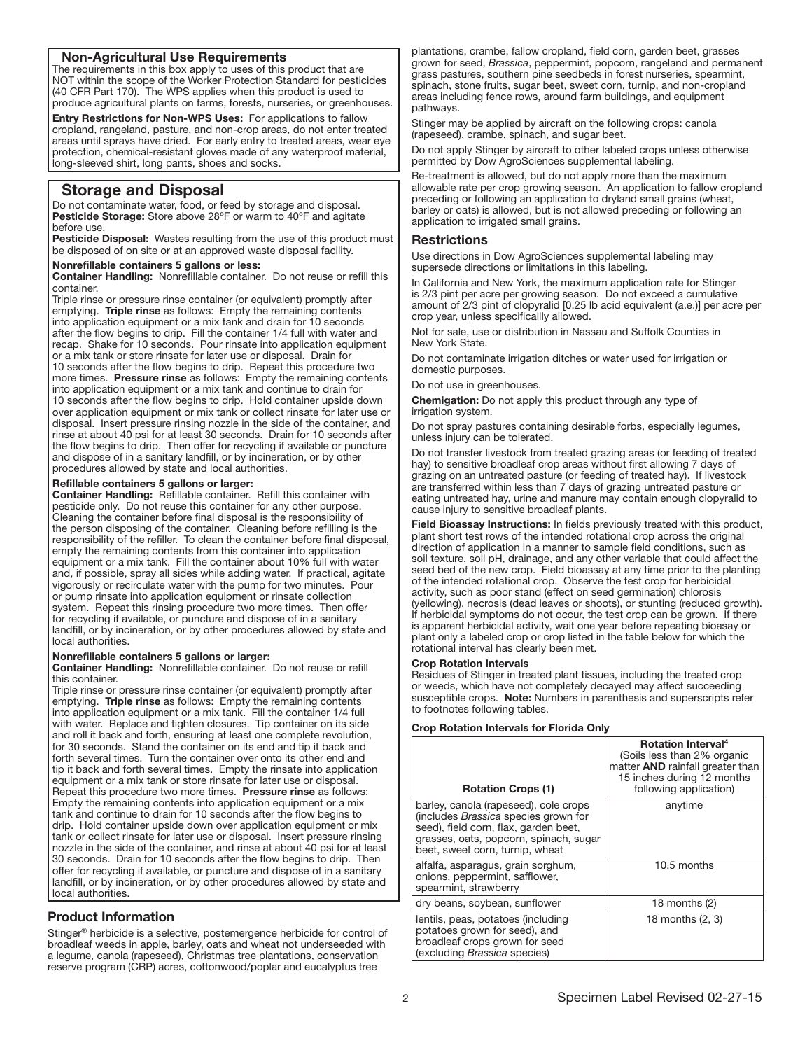## Non-Agricultural Use Requirements

The requirements in this box apply to uses of this product that are NOT within the scope of the Worker Protection Standard for pesticides (40 CFR Part 170). The WPS applies when this product is used to produce agricultural plants on farms, forests, nurseries, or greenhouses.

**Entry Restrictions for Non-WPS Uses:** For applications to fallow cropland, rangeland, pasture, and non-crop areas, do not enter treated areas until sprays have dried. For early entry to treated areas, wear eye protection, chemical-resistant gloves made of any waterproof material, long-sleeved shirt, long pants, shoes and socks.

## Storage and Disposal

Do not contaminate water, food, or feed by storage and disposal.

**Pesticide Storage:** Store above 28ºF or warm to 40ºF and agitate before use.

**Pesticide Disposal:** Wastes resulting from the use of this product must be disposed of on site or at an approved waste disposal facility.

**Nonrefillable containers 5 gallons or less:**

**Container Handling:** Nonrefillable container. Do not reuse or refill this container.

Triple rinse or pressure rinse container (or equivalent) promptly after emptying. **Triple rinse** as follows: Empty the remaining contents into application equipment or a mix tank and drain for 10 seconds after the flow begins to drip. Fill the container 1/4 full with water and recap. Shake for 10 seconds. Pour rinsate into application equipment or a mix tank or store rinsate for later use or disposal. Drain for 10 seconds after the flow begins to drip. Repeat this procedure two more times. **Pressure rinse** as follows: Empty the remaining contents into application equipment or a mix tank and continue to drain for 10 seconds after the flow begins to drip. Hold container upside down over application equipment or mix tank or collect rinsate for later use or disposal. Insert pressure rinsing nozzle in the side of the container, and rinse at about 40 psi for at least 30 seconds. Drain for 10 seconds after the flow begins to drip. Then offer for recycling if available or puncture and dispose of in a sanitary landfill, or by incineration, or by other procedures allowed by state and local authorities.

**Refillable containers 5 gallons or larger:**

**Container Handling:** Refillable container. Refill this container with pesticide only. Do not reuse this container for any other purpose. Cleaning the container before final disposal is the responsibility of the person disposing of the container. Cleaning before refilling is the responsibility of the refiller. To clean the container before final disposal, empty the remaining contents from this container into application equipment or a mix tank. Fill the container about 10% full with water and, if possible, spray all sides while adding water. If practical, agitate vigorously or recirculate water with the pump for two minutes. Pour or pump rinsate into application equipment or rinsate collection system. Repeat this rinsing procedure two more times. Then offer for recycling if available, or puncture and dispose of in a sanitary landfill, or by incineration, or by other procedures allowed by state and local authorities.

**Nonrefillable containers 5 gallons or larger:**

**Container Handling:** Nonrefillable container. Do not reuse or refill this container.

Triple rinse or pressure rinse container (or equivalent) promptly after emptying. **Triple rinse** as follows: Empty the remaining contents into application equipment or a mix tank. Fill the container 1/4 full with water. Replace and tighten closures. Tip container on its side and roll it back and forth, ensuring at least one complete revolution, for 30 seconds. Stand the container on its end and tip it back and forth several times. Turn the container over onto its other end and tip it back and forth several times. Empty the rinsate into application equipment or a mix tank or store rinsate for later use or disposal. Repeat this procedure two more times. **Pressure rinse** as follows: Empty the remaining contents into application equipment or a mix tank and continue to drain for 10 seconds after the flow begins to drip. Hold container upside down over application equipment or mix tank or collect rinsate for later use or disposal. Insert pressure rinsing nozzle in the side of the container, and rinse at about 40 psi for at least 30 seconds. Drain for 10 seconds after the flow begins to drip. Then offer for recycling if available, or puncture and dispose of in a sanitary landfill, or by incineration, or by other procedures allowed by state and local authorities.

## Product Information

Stinger® herbicide is a selective, postemergence herbicide for control of broadleaf weeds in apple, barley, oats and wheat not underseeded with a legume, canola (rapeseed), Christmas tree plantations, conservation reserve program (CRP) acres, cottonwood/poplar and eucalyptus tree plantations, crambe, fallow cropland, field corn, garden beet, grasses grown for seed, *Brassica*, peppermint, popcorn, rangeland and permanent grass pastures, southern pine seedbeds in forest nurseries, spearmint, spinach, stone fruits, sugar beet, sweet corn, turnip, and non-cropland areas including fence rows, around farm buildings, and equipment pathways.

Stinger may be applied by aircraft on the following crops: canola (rapeseed), crambe, spinach, and sugar beet.

Do not apply Stinger by aircraft to other labeled crops unless otherwise permitted by Dow AgroSciences supplemental labeling.

Re-treatment is allowed, but do not apply more than the maximum allowable rate per crop growing season. An application to fallow cropland preceding or following an application to dryland small grains (wheat, barley or oats) is allowed, but is not allowed preceding or following an application to irrigated small grains.

### Restrictions

Use directions in Dow AgroSciences supplemental labeling may supersede directions or limitations in this labeling.

In California and New York, the maximum application rate for Stinger is 2/3 pint per acre per growing season. Do not exceed a cumulative amount of 2/3 pint of clopyralid [0.25 lb acid equivalent (a.e.)] per acre per crop year, unless specificallly allowed.

Not for sale, use or distribution in Nassau and Suffolk Counties in New York State.

Do not contaminate irrigation ditches or water used for irrigation or domestic purposes.

Do not use in greenhouses.

**Chemigation:** Do not apply this product through any type of irrigation system.

Do not spray pastures containing desirable forbs, especially legumes, unless injury can be tolerated.

Do not transfer livestock from treated grazing areas (or feeding of treated hay) to sensitive broadleaf crop areas without first allowing 7 days of grazing on an untreated pasture (or feeding of treated hay). If livestock are transferred within less than 7 days of grazing untreated pasture or eating untreated hay, urine and manure may contain enough clopyralid to cause injury to sensitive broadleaf plants.

**Field Bioassay Instructions:** In fields previously treated with this product, plant short test rows of the intended rotational crop across the original direction of application in a manner to sample field conditions, such as soil texture, soil pH, drainage, and any other variable that could affect the seed bed of the new crop. Field bioassay at any time prior to the planting of the intended rotational crop. Observe the test crop for herbicidal activity, such as poor stand (effect on seed germination) chlorosis (yellowing), necrosis (dead leaves or shoots), or stunting (reduced growth). If herbicidal symptoms do not occur, the test crop can be grown. If there is apparent herbicidal activity, wait one year before repeating bioassay or plant only a labeled crop or crop listed in the table below for which the rotational interval has clearly been met.

#### Crop Rotation Intervals

Residues of Stinger in treated plant tissues, including the treated crop or weeds, which have not completely decayed may affect succeeding susceptible crops. **Note:** Numbers in parenthesis and superscripts refer to footnotes following tables.

**Crop Rotation Intervals for Florida Only**

| Rotation Crops (1) | Rotation Interval[4] (Soils less than 2% organic matter **AND** rainfall greater than 15 inches during 12 months following application) |
|---|---|
| barley, canola (rapeseed), cole crops (includes *Brassica* species grown for seed), field corn, flax, garden beet, grasses, oats, popcorn, spinach, sugar beet, sweet corn, turnip, wheat | anytime |
| alfalfa, asparagus, grain sorghum, onions, peppermint, safflower, spearmint, strawberry | 10.5 months |
| dry beans, soybean, sunflower | 18 months (2) |
| lentils, peas, potatoes (including potatoes grown for seed), and broadleaf crops grown for seed (excluding *Brassica* species) | 18 months (2, 3) |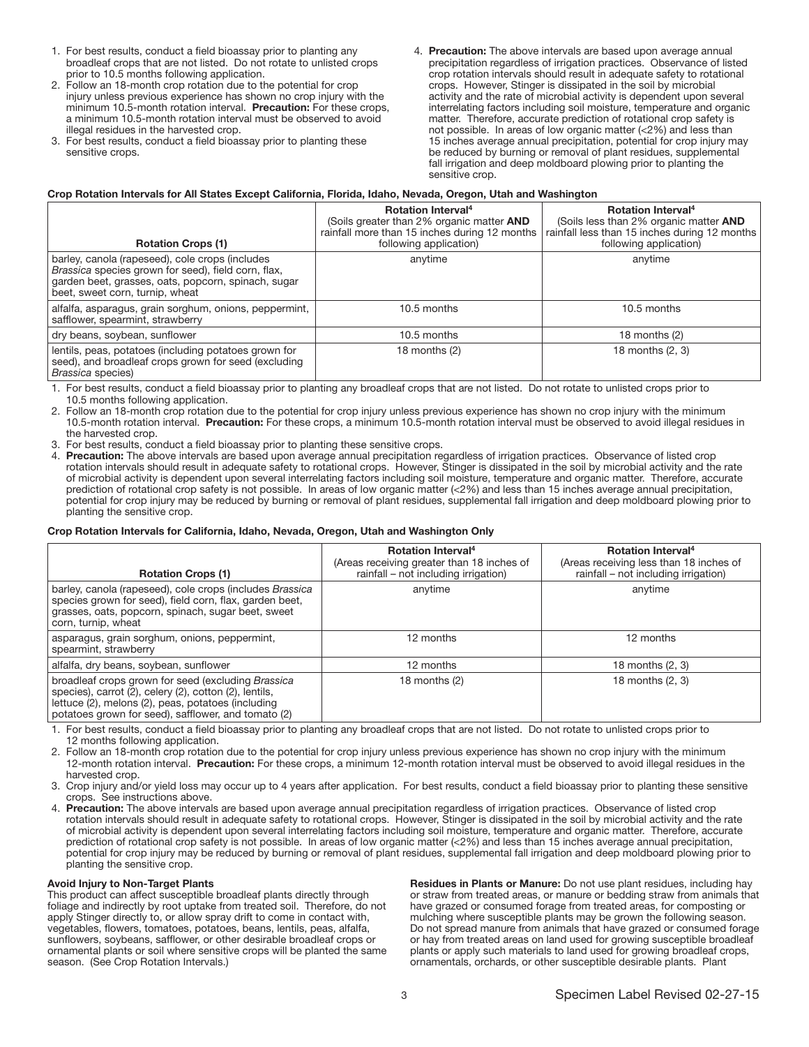1. For best results, conduct a field bioassay prior to planting any broadleaf crops that are not listed. Do not rotate to unlisted crops prior to 10.5 months following application.
2. Follow an 18-month crop rotation due to the potential for crop injury unless previous experience has shown no crop injury with the minimum 10.5-month rotation interval. **Precaution:** For these crops, a minimum 10.5-month rotation interval must be observed to avoid illegal residues in the harvested crop.
3. For best results, conduct a field bioassay prior to planting these sensitive crops.
4. **Precaution:** The above intervals are based upon average annual precipitation regardless of irrigation practices. Observance of listed crop rotation intervals should result in adequate safety to rotational crops. However, Stinger is dissipated in the soil by microbial activity and the rate of microbial activity is dependent upon several interrelating factors including soil moisture, temperature and organic matter. Therefore, accurate prediction of rotational crop safety is not possible. In areas of low organic matter (<2%) and less than 15 inches average annual precipitation, potential for crop injury may be reduced by burning or removal of plant residues, supplemental fall irrigation and deep moldboard plowing prior to planting the sensitive crop.

**Crop Rotation Intervals for All States Except California, Florida, Idaho, Nevada, Oregon, Utah and Washington**

| Rotation Crops (1) | Rotation Interval[4] (Soils greater than 2% organic matter **AND** rainfall more than 15 inches during 12 months following application) | Rotation Interval[4] (Soils less than 2% organic matter **AND** rainfall less than 15 inches during 12 months following application) |
|---|---|---|
| barley, canola (rapeseed), cole crops (includes *Brassica* species grown for seed), field corn, flax, garden beet, grasses, oats, popcorn, spinach, sugar beet, sweet corn, turnip, wheat | anytime | anytime |
| alfalfa, asparagus, grain sorghum, onions, peppermint, safflower, spearmint, strawberry | 10.5 months | 10.5 months |
| dry beans, soybean, sunflower | 10.5 months | 18 months (2) |
| lentils, peas, potatoes (including potatoes grown for seed), and broadleaf crops grown for seed (excluding *Brassica* species) | 18 months (2) | 18 months (2, 3) |

1. For best results, conduct a field bioassay prior to planting any broadleaf crops that are not listed. Do not rotate to unlisted crops prior to 10.5 months following application.
2. Follow an 18-month crop rotation due to the potential for crop injury unless previous experience has shown no crop injury with the minimum 10.5-month rotation interval. **Precaution:** For these crops, a minimum 10.5-month rotation interval must be observed to avoid illegal residues in the harvested crop.
3. For best results, conduct a field bioassay prior to planting these sensitive crops.
4. **Precaution:** The above intervals are based upon average annual precipitation regardless of irrigation practices. Observance of listed crop rotation intervals should result in adequate safety to rotational crops. However, Stinger is dissipated in the soil by microbial activity and the rate of microbial activity is dependent upon several interrelating factors including soil moisture, temperature and organic matter. Therefore, accurate prediction of rotational crop safety is not possible. In areas of low organic matter (<2%) and less than 15 inches average annual precipitation, potential for crop injury may be reduced by burning or removal of plant residues, supplemental fall irrigation and deep moldboard plowing prior to planting the sensitive crop.

**Crop Rotation Intervals for California, Idaho, Nevada, Oregon, Utah and Washington Only**

| Rotation Crops (1) | Rotation Interval[4] (Areas receiving greater than 18 inches of rainfall – not including irrigation) | Rotation Interval[4] (Areas receiving less than 18 inches of rainfall – not including irrigation) |
|---|---|---|
| barley, canola (rapeseed), cole crops (includes *Brassica* species grown for seed), field corn, flax, garden beet, grasses, oats, popcorn, spinach, sugar beet, sweet corn, turnip, wheat | anytime | anytime |
| asparagus, grain sorghum, onions, peppermint, spearmint, strawberry | 12 months | 12 months |
| alfalfa, dry beans, soybean, sunflower | 12 months | 18 months (2, 3) |
| broadleaf crops grown for seed (excluding *Brassica* species), carrot (2), celery (2), cotton (2), lentils, lettuce (2), melons (2), peas, potatoes (including potatoes grown for seed), safflower, and tomato (2) | 18 months (2) | 18 months (2, 3) |

1. For best results, conduct a field bioassay prior to planting any broadleaf crops that are not listed. Do not rotate to unlisted crops prior to 12 months following application.
2. Follow an 18-month crop rotation due to the potential for crop injury unless previous experience has shown no crop injury with the minimum 12-month rotation interval. **Precaution:** For these crops, a minimum 12-month rotation interval must be observed to avoid illegal residues in the harvested crop.
3. Crop injury and/or yield loss may occur up to 4 years after application. For best results, conduct a field bioassay prior to planting these sensitive crops. See instructions above.
4. **Precaution:** The above intervals are based upon average annual precipitation regardless of irrigation practices. Observance of listed crop rotation intervals should result in adequate safety to rotational crops. However, Stinger is dissipated in the soil by microbial activity and the rate of microbial activity is dependent upon several interrelating factors including soil moisture, temperature and organic matter. Therefore, accurate prediction of rotational crop safety is not possible. In areas of low organic matter (<2%) and less than 15 inches average annual precipitation, potential for crop injury may be reduced by burning or removal of plant residues, supplemental fall irrigation and deep moldboard plowing prior to planting the sensitive crop.

**Avoid Injury to Non-Target Plants**

This product can affect susceptible broadleaf plants directly through foliage and indirectly by root uptake from treated soil. Therefore, do not apply Stinger directly to, or allow spray drift to come in contact with, vegetables, flowers, tomatoes, potatoes, beans, lentils, peas, alfalfa, sunflowers, soybeans, safflower, or other desirable broadleaf crops or ornamental plants or soil where sensitive crops will be planted the same season. (See Crop Rotation Intervals.)

**Residues in Plants or Manure:** Do not use plant residues, including hay or straw from treated areas, or manure or bedding straw from animals that have grazed or consumed forage from treated areas, for composting or mulching where susceptible plants may be grown the following season. Do not spread manure from animals that have grazed or consumed forage or hay from treated areas on land used for growing susceptible broadleaf plants or apply such materials to land used for growing broadleaf crops, ornamentals, orchards, or other susceptible desirable plants. Plant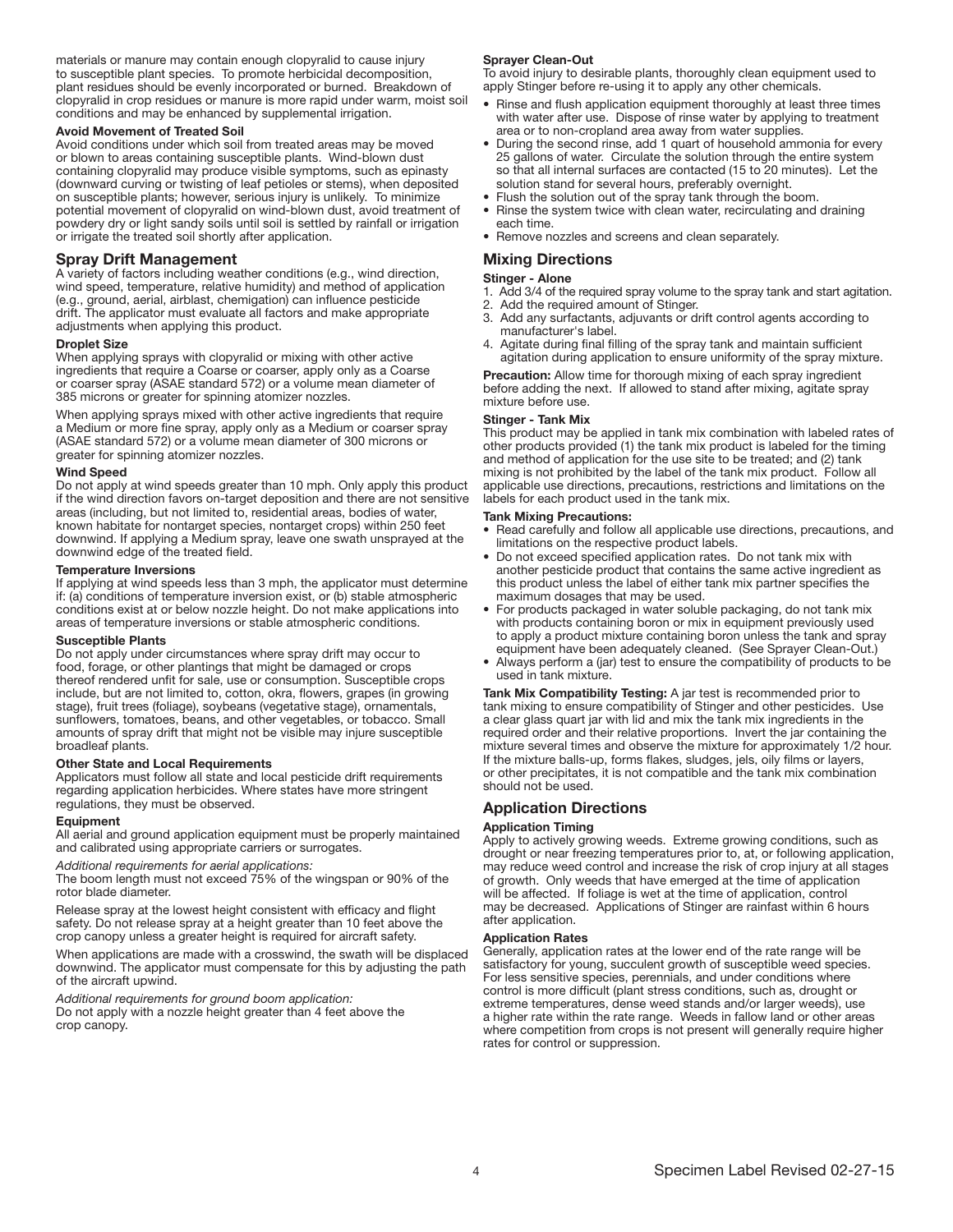materials or manure may contain enough clopyralid to cause injury to susceptible plant species. To promote herbicidal decomposition, plant residues should be evenly incorporated or burned. Breakdown of clopyralid in crop residues or manure is more rapid under warm, moist soil conditions and may be enhanced by supplemental irrigation.

**Avoid Movement of Treated Soil**

Avoid conditions under which soil from treated areas may be moved or blown to areas containing susceptible plants. Wind-blown dust containing clopyralid may produce visible symptoms, such as epinasty (downward curving or twisting of leaf petioles or stems), when deposited on susceptible plants; however, serious injury is unlikely. To minimize potential movement of clopyralid on wind-blown dust, avoid treatment of powdery dry or light sandy soils until soil is settled by rainfall or irrigation or irrigate the treated soil shortly after application.

## Spray Drift Management

A variety of factors including weather conditions (e.g., wind direction, wind speed, temperature, relative humidity) and method of application (e.g., ground, aerial, airblast, chemigation) can influence pesticide drift. The applicator must evaluate all factors and make appropriate adjustments when applying this product.

**Droplet Size**

When applying sprays with clopyralid or mixing with other active ingredients that require a Coarse or coarser, apply only as a Coarse or coarser spray (ASAE standard 572) or a volume mean diameter of 385 microns or greater for spinning atomizer nozzles.

When applying sprays mixed with other active ingredients that require a Medium or more fine spray, apply only as a Medium or coarser spray (ASAE standard 572) or a volume mean diameter of 300 microns or greater for spinning atomizer nozzles.

**Wind Speed**

Do not apply at wind speeds greater than 10 mph. Only apply this product if the wind direction favors on-target deposition and there are not sensitive areas (including, but not limited to, residential areas, bodies of water, known habitate for nontarget species, nontarget crops) within 250 feet downwind. If applying a Medium spray, leave one swath unsprayed at the downwind edge of the treated field.

**Temperature Inversions**

If applying at wind speeds less than 3 mph, the applicator must determine if: (a) conditions of temperature inversion exist, or (b) stable atmospheric conditions exist at or below nozzle height. Do not make applications into areas of temperature inversions or stable atmospheric conditions.

**Susceptible Plants**

Do not apply under circumstances where spray drift may occur to food, forage, or other plantings that might be damaged or crops thereof rendered unfit for sale, use or consumption. Susceptible crops include, but are not limited to, cotton, okra, flowers, grapes (in growing stage), fruit trees (foliage), soybeans (vegetative stage), ornamentals, sunflowers, tomatoes, beans, and other vegetables, or tobacco. Small amounts of spray drift that might not be visible may injure susceptible broadleaf plants.

**Other State and Local Requirements**

Applicators must follow all state and local pesticide drift requirements regarding application herbicides. Where states have more stringent regulations, they must be observed.

**Equipment**

All aerial and ground application equipment must be properly maintained and calibrated using appropriate carriers or surrogates.

*Additional requirements for aerial applications:*

The boom length must not exceed 75% of the wingspan or 90% of the rotor blade diameter.

Release spray at the lowest height consistent with efficacy and flight safety. Do not release spray at a height greater than 10 feet above the crop canopy unless a greater height is required for aircraft safety.

When applications are made with a crosswind, the swath will be displaced downwind. The applicator must compensate for this by adjusting the path of the aircraft upwind.

*Additional requirements for ground boom application:*

Do not apply with a nozzle height greater than 4 feet above the crop canopy.

**Sprayer Clean-Out**

To avoid injury to desirable plants, thoroughly clean equipment used to apply Stinger before re-using it to apply any other chemicals.

- Rinse and flush application equipment thoroughly at least three times with water after use. Dispose of rinse water by applying to treatment area or to non-cropland area away from water supplies.
- During the second rinse, add 1 quart of household ammonia for every 25 gallons of water. Circulate the solution through the entire system so that all internal surfaces are contacted (15 to 20 minutes). Let the solution stand for several hours, preferably overnight.
- Flush the solution out of the spray tank through the boom.
- Rinse the system twice with clean water, recirculating and draining each time.
- Remove nozzles and screens and clean separately.

## Mixing Directions

**Stinger - Alone**

1. Add 3/4 of the required spray volume to the spray tank and start agitation.
2. Add the required amount of Stinger.
3. Add any surfactants, adjuvants or drift control agents according to manufacturer's label.
4. Agitate during final filling of the spray tank and maintain sufficient agitation during application to ensure uniformity of the spray mixture.

**Precaution:** Allow time for thorough mixing of each spray ingredient before adding the next. If allowed to stand after mixing, agitate spray mixture before use.

**Stinger - Tank Mix**

This product may be applied in tank mix combination with labeled rates of other products provided (1) the tank mix product is labeled for the timing and method of application for the use site to be treated; and (2) tank mixing is not prohibited by the label of the tank mix product. Follow all applicable use directions, precautions, restrictions and limitations on the labels for each product used in the tank mix.

**Tank Mixing Precautions:**

- Read carefully and follow all applicable use directions, precautions, and limitations on the respective product labels.
- Do not exceed specified application rates. Do not tank mix with another pesticide product that contains the same active ingredient as this product unless the label of either tank mix partner specifies the maximum dosages that may be used.
- For products packaged in water soluble packaging, do not tank mix with products containing boron or mix in equipment previously used to apply a product mixture containing boron unless the tank and spray equipment have been adequately cleaned. (See Sprayer Clean-Out.)
- Always perform a (jar) test to ensure the compatibility of products to be used in tank mixture.

**Tank Mix Compatibility Testing:** A jar test is recommended prior to tank mixing to ensure compatibility of Stinger and other pesticides. Use a clear glass quart jar with lid and mix the tank mix ingredients in the required order and their relative proportions. Invert the jar containing the mixture several times and observe the mixture for approximately 1/2 hour. If the mixture balls-up, forms flakes, sludges, jels, oily films or layers, or other precipitates, it is not compatible and the tank mix combination should not be used.

## Application Directions

**Application Timing**

Apply to actively growing weeds. Extreme growing conditions, such as drought or near freezing temperatures prior to, at, or following application, may reduce weed control and increase the risk of crop injury at all stages of growth. Only weeds that have emerged at the time of application will be affected. If foliage is wet at the time of application, control may be decreased. Applications of Stinger are rainfast within 6 hours after application.

**Application Rates**

Generally, application rates at the lower end of the rate range will be satisfactory for young, succulent growth of susceptible weed species. For less sensitive species, perennials, and under conditions where control is more difficult (plant stress conditions, such as, drought or extreme temperatures, dense weed stands and/or larger weeds), use a higher rate within the rate range. Weeds in fallow land or other areas where competition from crops is not present will generally require higher rates for control or suppression.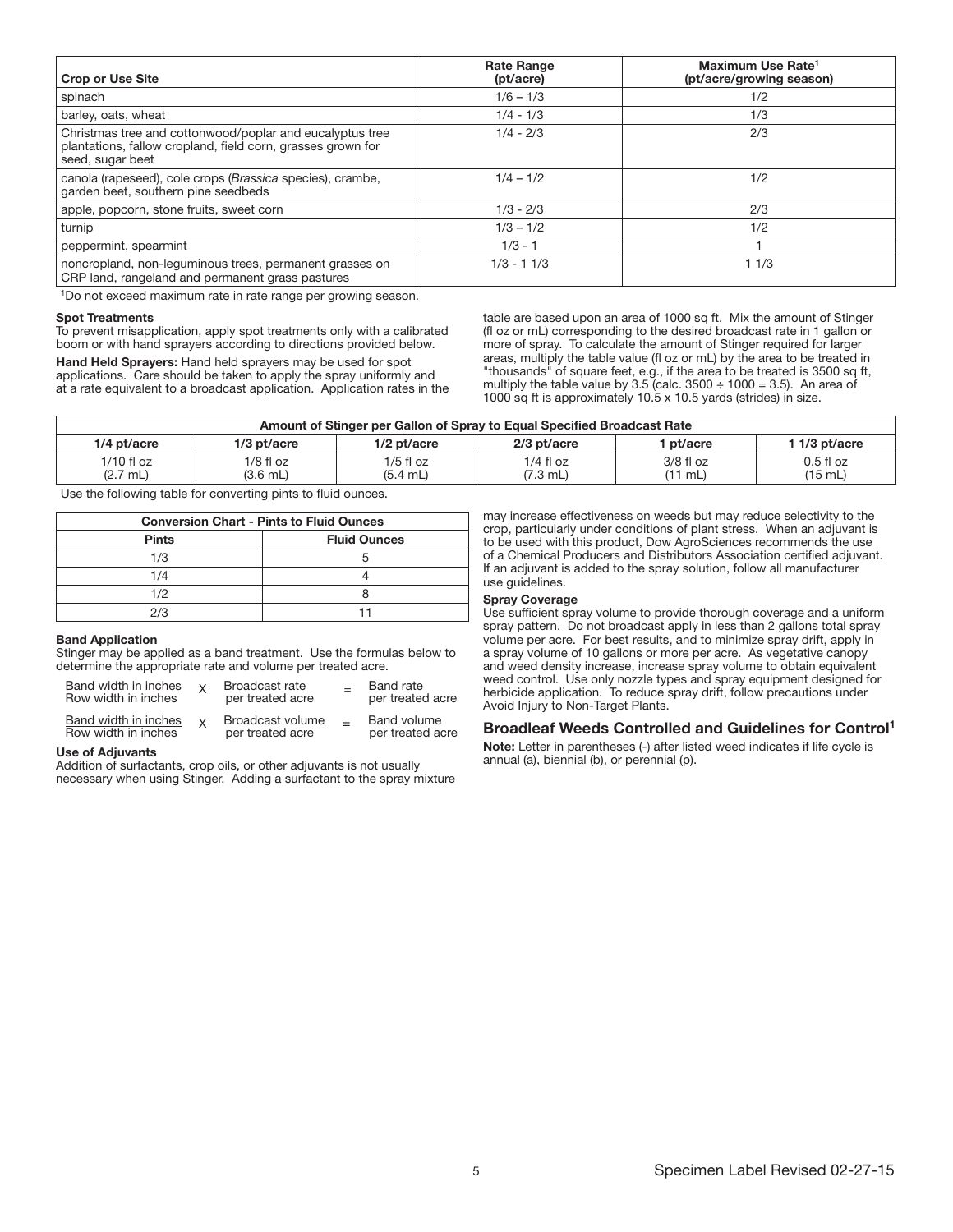| Crop or Use Site | Rate Range (pt/acre) | Maximum Use Rate[1] (pt/acre/growing season) |
|---|---|---|
| spinach | 1/6 – 1/3 | 1/2 |
| barley, oats, wheat | 1/4 - 1/3 | 1/3 |
| Christmas tree and cottonwood/poplar and eucalyptus tree plantations, fallow cropland, field corn, grasses grown for seed, sugar beet | 1/4 - 2/3 | 2/3 |
| canola (rapeseed), cole crops (*Brassica* species), crambe, garden beet, southern pine seedbeds | 1/4 – 1/2 | 1/2 |
| apple, popcorn, stone fruits, sweet corn | 1/3 - 2/3 | 2/3 |
| turnip | 1/3 – 1/2 | 1/2 |
| peppermint, spearmint | 1/3 - 1 | 1 |
| noncropland, non-leguminous trees, permanent grasses on CRP land, rangeland and permanent grass pastures | 1/3 - 1 1/3 | 1 1/3 |

[1]Do not exceed maximum rate in rate range per growing season.

**Spot Treatments**

To prevent misapplication, apply spot treatments only with a calibrated boom or with hand sprayers according to directions provided below.

**Hand Held Sprayers:** Hand held sprayers may be used for spot applications. Care should be taken to apply the spray uniformly and at a rate equivalent to a broadcast application. Application rates in the table are based upon an area of 1000 sq ft. Mix the amount of Stinger (fl oz or mL) corresponding to the desired broadcast rate in 1 gallon or more of spray. To calculate the amount of Stinger required for larger areas, multiply the table value (fl oz or mL) by the area to be treated in "thousands" of square feet, e.g., if the area to be treated is 3500 sq ft, multiply the table value by 3.5 (calc. 3500 ÷ 1000 = 3.5). An area of 1000 sq ft is approximately 10.5 x 10.5 yards (strides) in size.

| Amount of Stinger per Gallon of Spray to Equal Specified Broadcast Rate | | | | | |
|---|---|---|---|---|---|
| 1/4 pt/acre | 1/3 pt/acre | 1/2 pt/acre | 2/3 pt/acre | 1 pt/acre | 1 1/3 pt/acre |
| 1/10 fl oz (2.7 mL) | 1/8 fl oz (3.6 mL) | 1/5 fl oz (5.4 mL) | 1/4 fl oz (7.3 mL) | 3/8 fl oz (11 mL) | 0.5 fl oz (15 mL) |

Use the following table for converting pints to fluid ounces.

| Conversion Chart - Pints to Fluid Ounces | |
|---|---|
| Pints | Fluid Ounces |
| 1/3 | 5 |
| 1/4 | 4 |
| 1/2 | 8 |
| 2/3 | 11 |

**Band Application**

Stinger may be applied as a band treatment. Use the formulas below to determine the appropriate rate and volume per treated acre.

$$\frac{\text{Band width in inches}}{\text{Row width in inches}} \times \text{Broadcast rate per treated acre} = \text{Band rate per treated acre}$$

$$\frac{\text{Band width in inches}}{\text{Row width in inches}} \times \text{Broadcast volume per treated acre} = \text{Band volume per treated acre}$$

**Use of Adjuvants**

Addition of surfactants, crop oils, or other adjuvants is not usually necessary when using Stinger. Adding a surfactant to the spray mixture may increase effectiveness on weeds but may reduce selectivity to the crop, particularly under conditions of plant stress. When an adjuvant is to be used with this product, Dow AgroSciences recommends the use of a Chemical Producers and Distributors Association certified adjuvant. If an adjuvant is added to the spray solution, follow all manufacturer use guidelines.

**Spray Coverage**

Use sufficient spray volume to provide thorough coverage and a uniform spray pattern. Do not broadcast apply in less than 2 gallons total spray volume per acre. For best results, and to minimize spray drift, apply in a spray volume of 10 gallons or more per acre. As vegetative canopy and weed density increase, increase spray volume to obtain equivalent weed control. Use only nozzle types and spray equipment designed for herbicide application. To reduce spray drift, follow precautions under Avoid Injury to Non-Target Plants.

## Broadleaf Weeds Controlled and Guidelines for Control[1]

**Note:** Letter in parentheses (-) after listed weed indicates if life cycle is annual (a), biennial (b), or perennial (p).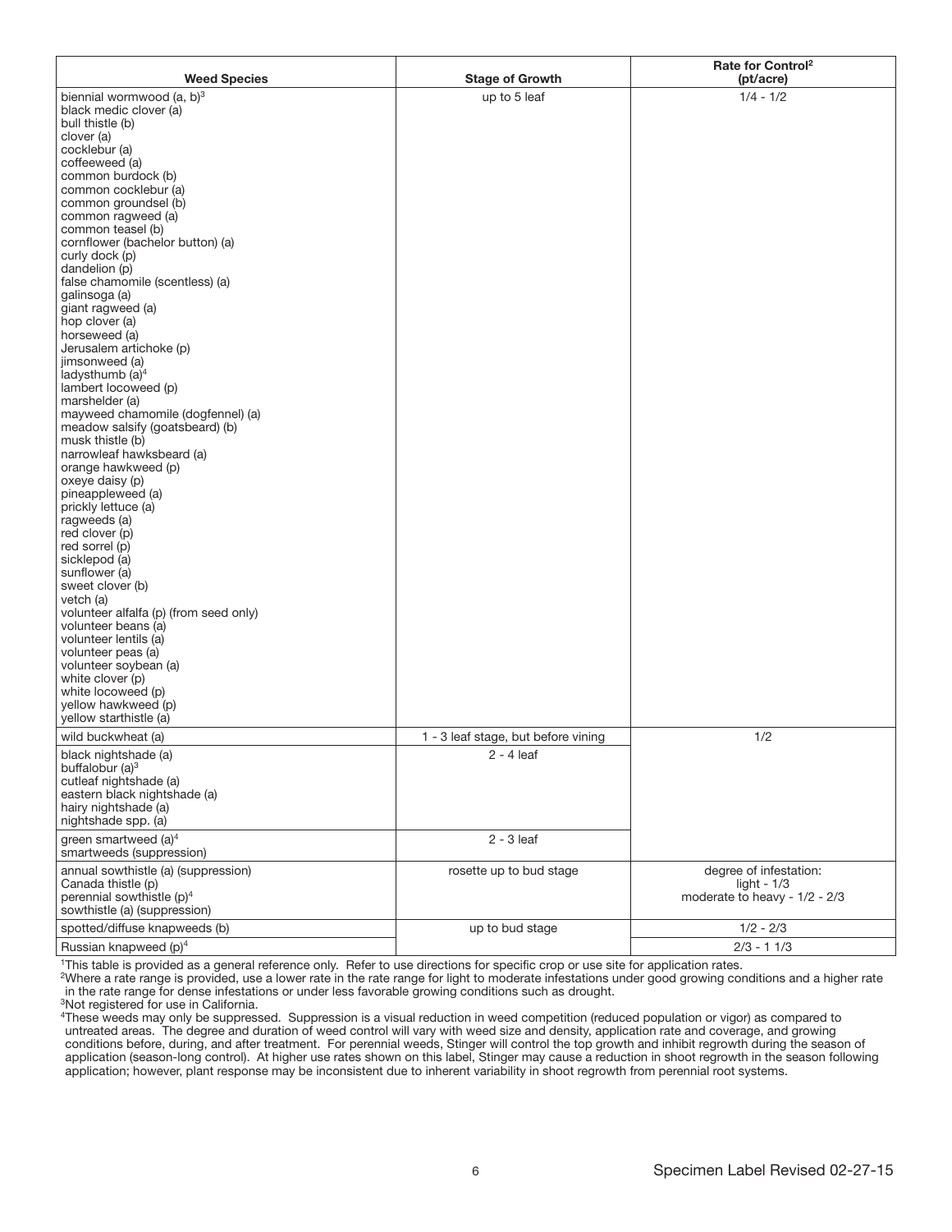| Weed Species | Stage of Growth | Rate for Control[2] (pt/acre) |
|---|---|---|
| biennial wormwood (a, b)[3]<br>black medic clover (a)<br>bull thistle (b)<br>clover (a)<br>cocklebur (a)<br>coffeeweed (a)<br>common burdock (b)<br>common cocklebur (a)<br>common groundsel (b)<br>common ragweed (a)<br>common teasel (b)<br>cornflower (bachelor button) (a)<br>curly dock (p)<br>dandelion (p)<br>false chamomile (scentless) (a)<br>galinsoga (a)<br>giant ragweed (a)<br>hop clover (a)<br>horseweed (a)<br>Jerusalem artichoke (p)<br>jimsonweed (a)<br>ladysthumb (a)[4]<br>lambert locoweed (p)<br>marshelder (a)<br>mayweed chamomile (dogfennel) (a)<br>meadow salsify (goatsbeard) (b)<br>musk thistle (b)<br>narrowleaf hawksbeard (a)<br>orange hawkweed (p)<br>oxeye daisy (p)<br>pineappleweed (a)<br>prickly lettuce (a)<br>ragweeds (a)<br>red clover (p)<br>red sorrel (p)<br>sicklepod (a)<br>sunflower (a)<br>sweet clover (b)<br>vetch (a)<br>volunteer alfalfa (p) (from seed only)<br>volunteer beans (a)<br>volunteer lentils (a)<br>volunteer peas (a)<br>volunteer soybean (a)<br>white clover (p)<br>white locoweed (p)<br>yellow hawkweed (p)<br>yellow starthistle (a) | up to 5 leaf | 1/4 - 1/2 |
| wild buckwheat (a) | 1 - 3 leaf stage, but before vining | 1/2 |
| black nightshade (a)<br>buffalobur (a)[3]<br>cutleaf nightshade (a)<br>eastern black nightshade (a)<br>hairy nightshade (a)<br>nightshade spp. (a) | 2 - 4 leaf | |
| green smartweed (a)[4]<br>smartweeds (suppression) | 2 - 3 leaf | |
| annual sowthistle (a) (suppression)<br>Canada thistle (p)<br>perennial sowthistle (p)[4]<br>sowthistle (a) (suppression) | rosette up to bud stage | degree of infestation:<br>light - 1/3<br>moderate to heavy - 1/2 - 2/3 |
| spotted/diffuse knapweeds (b) | up to bud stage | 1/2 - 2/3 |
| Russian knapweed (p)[4] | | 2/3 - 1 1/3 |

[1]This table is provided as a general reference only. Refer to use directions for specific crop or use site for application rates.

[2]Where a rate range is provided, use a lower rate in the rate range for light to moderate infestations under good growing conditions and a higher rate in the rate range for dense infestations or under less favorable growing conditions such as drought.

[3]Not registered for use in California.

[4]These weeds may only be suppressed. Suppression is a visual reduction in weed competition (reduced population or vigor) as compared to untreated areas. The degree and duration of weed control will vary with weed size and density, application rate and coverage, and growing conditions before, during, and after treatment. For perennial weeds, Stinger will control the top growth and inhibit regrowth during the season of application (season-long control). At higher use rates shown on this label, Stinger may cause a reduction in shoot regrowth in the season following application; however, plant response may be inconsistent due to inherent variability in shoot regrowth from perennial root systems.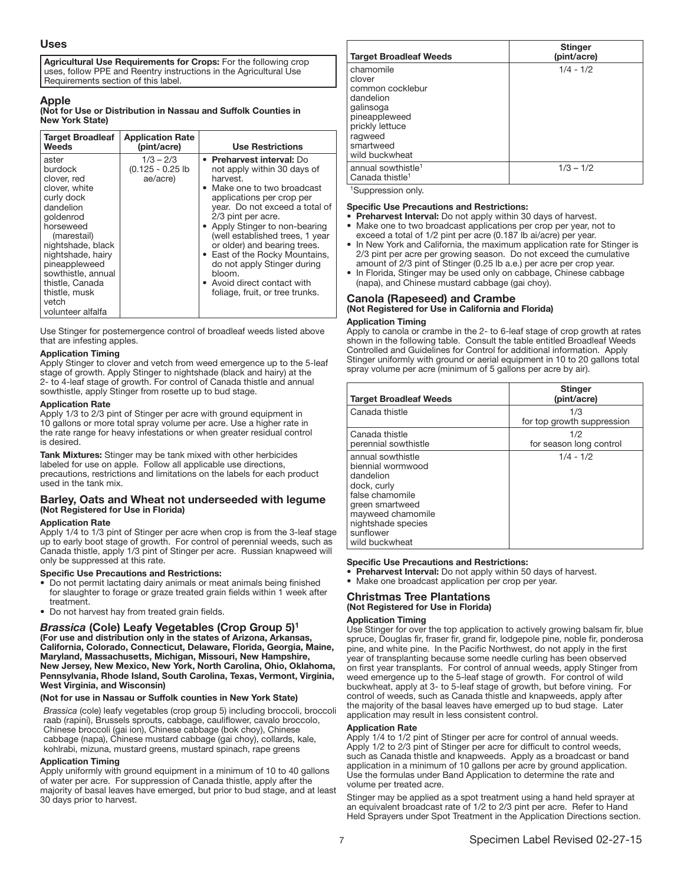## Uses

**Agricultural Use Requirements for Crops:** For the following crop uses, follow PPE and Reentry instructions in the Agricultural Use Requirements section of this label.

### Apple

**(Not for Use or Distribution in Nassau and Suffolk Counties in New York State)**

| Target Broadleaf Weeds | Application Rate (pint/acre) | Use Restrictions |
|---|---|---|
| aster<br>burdock<br>clover, red<br>clover, white<br>curly dock<br>dandelion<br>goldenrod<br>horseweed (marestail)<br>nightshade, black<br>nightshade, hairy<br>pineappleweed<br>sowthistle, annual<br>thistle, Canada<br>thistle, musk<br>vetch<br>volunteer alfalfa | 1/3 – 2/3<br>(0.125 - 0.25 lb ae/acre) | • **Preharvest interval:** Do not apply within 30 days of harvest.<br>• Make one to two broadcast applications per crop per year. Do not exceed a total of 2/3 pint per acre.<br>• Apply Stinger to non-bearing (well established trees, 1 year or older) and bearing trees.<br>• East of the Rocky Mountains, do not apply Stinger during bloom.<br>• Avoid direct contact with foliage, fruit, or tree trunks. |

Use Stinger for postemergence control of broadleaf weeds listed above that are infesting apples.

**Application Timing**

Apply Stinger to clover and vetch from weed emergence up to the 5-leaf stage of growth. Apply Stinger to nightshade (black and hairy) at the 2- to 4-leaf stage of growth. For control of Canada thistle and annual sowthistle, apply Stinger from rosette up to bud stage.

**Application Rate**

Apply 1/3 to 2/3 pint of Stinger per acre with ground equipment in 10 gallons or more total spray volume per acre. Use a higher rate in the rate range for heavy infestations or when greater residual control is desired.

**Tank Mixtures:** Stinger may be tank mixed with other herbicides labeled for use on apple. Follow all applicable use directions, precautions, restrictions and limitations on the labels for each product used in the tank mix.

### Barley, Oats and Wheat not underseeded with legume

**(Not Registered for Use in Florida)**

**Application Rate**

Apply 1/4 to 1/3 pint of Stinger per acre when crop is from the 3-leaf stage up to early boot stage of growth. For control of perennial weeds, such as Canada thistle, apply 1/3 pint of Stinger per acre. Russian knapweed will only be suppressed at this rate.

**Specific Use Precautions and Restrictions:**

- Do not permit lactating dairy animals or meat animals being finished for slaughter to forage or graze treated grain fields within 1 week after treatment.
- Do not harvest hay from treated grain fields.

### *Brassica* (Cole) Leafy Vegetables (Crop Group 5)[1]

**(For use and distribution only in the states of Arizona, Arkansas, California, Colorado, Connecticut, Delaware, Florida, Georgia, Maine, Maryland, Massachusetts, Michigan, Missouri, New Hampshire, New Jersey, New Mexico, New York, North Carolina, Ohio, Oklahoma, Pennsylvania, Rhode Island, South Carolina, Texas, Vermont, Virginia, West Virginia, and Wisconsin)**

**(Not for use in Nassau or Suffolk counties in New York State)**

*Brassica* (cole) leafy vegetables (crop group 5) including broccoli, broccoli raab (rapini), Brussels sprouts, cabbage, cauliflower, cavalo broccolo, Chinese broccoli (gai ion), Chinese cabbage (bok choy), Chinese cabbage (napa), Chinese mustard cabbage (gai choy), collards, kale, kohlrabi, mizuna, mustard greens, mustard spinach, rape greens

**Application Timing**

Apply uniformly with ground equipment in a minimum of 10 to 40 gallons of water per acre. For suppression of Canada thistle, apply after the majority of basal leaves have emerged, but prior to bud stage, and at least 30 days prior to harvest.

| Target Broadleaf Weeds | Stinger (pint/acre) |
|---|---|
| chamomile<br>clover<br>common cocklebur<br>dandelion<br>galinsoga<br>pineappleweed<br>prickly lettuce<br>ragweed<br>smartweed<br>wild buckwheat | 1/4 - 1/2 |
| annual sowthistle[1]<br>Canada thistle[1] | 1/3 – 1/2 |

[1]Suppression only.

**Specific Use Precautions and Restrictions:**

- **Preharvest Interval:** Do not apply within 30 days of harvest.
- Make one to two broadcast applications per crop per year, not to exceed a total of 1/2 pint per acre (0.187 lb ai/acre) per year.
- In New York and California, the maximum application rate for Stinger is 2/3 pint per acre per growing season. Do not exceed the cumulative amount of 2/3 pint of Stinger (0.25 lb a.e.) per acre per crop year.
- In Florida, Stinger may be used only on cabbage, Chinese cabbage (napa), and Chinese mustard cabbage (gai choy).

### Canola (Rapeseed) and Crambe

**(Not Registered for Use in California and Florida)**

**Application Timing**

Apply to canola or crambe in the 2- to 6-leaf stage of crop growth at rates shown in the following table. Consult the table entitled Broadleaf Weeds Controlled and Guidelines for Control for additional information. Apply Stinger uniformly with ground or aerial equipment in 10 to 20 gallons total spray volume per acre (minimum of 5 gallons per acre by air).

| Target Broadleaf Weeds | Stinger (pint/acre) |
|---|---|
| Canada thistle | 1/3<br>for top growth suppression |
| Canada thistle<br>perennial sowthistle | 1/2<br>for season long control |
| annual sowthistle<br>biennial wormwood<br>dandelion<br>dock, curly<br>false chamomile<br>green smartweed<br>mayweed chamomile<br>nightshade species<br>sunflower<br>wild buckwheat | 1/4 - 1/2 |

**Specific Use Precautions and Restrictions:**

- **Preharvest Interval:** Do not apply within 50 days of harvest.
- Make one broadcast application per crop per year.

### Christmas Tree Plantations

**(Not Registered for Use in Florida)**

**Application Timing**

Use Stinger for over the top application to actively growing balsam fir, blue spruce, Douglas fir, fraser fir, grand fir, lodgepole pine, noble fir, ponderosa pine, and white pine. In the Pacific Northwest, do not apply in the first year of transplanting because some needle curling has been observed on first year transplants. For control of annual weeds, apply Stinger from weed emergence up to the 5-leaf stage of growth. For control of wild buckwheat, apply at 3- to 5-leaf stage of growth, but before vining. For control of weeds, such as Canada thistle and knapweeds, apply after the majority of the basal leaves have emerged up to bud stage. Later application may result in less consistent control.

**Application Rate**

Apply 1/4 to 1/2 pint of Stinger per acre for control of annual weeds. Apply 1/2 to 2/3 pint of Stinger per acre for difficult to control weeds, such as Canada thistle and knapweeds. Apply as a broadcast or band application in a minimum of 10 gallons per acre by ground application. Use the formulas under Band Application to determine the rate and volume per treated acre.

Stinger may be applied as a spot treatment using a hand held sprayer at an equivalent broadcast rate of 1/2 to 2/3 pint per acre. Refer to Hand Held Sprayers under Spot Treatment in the Application Directions section.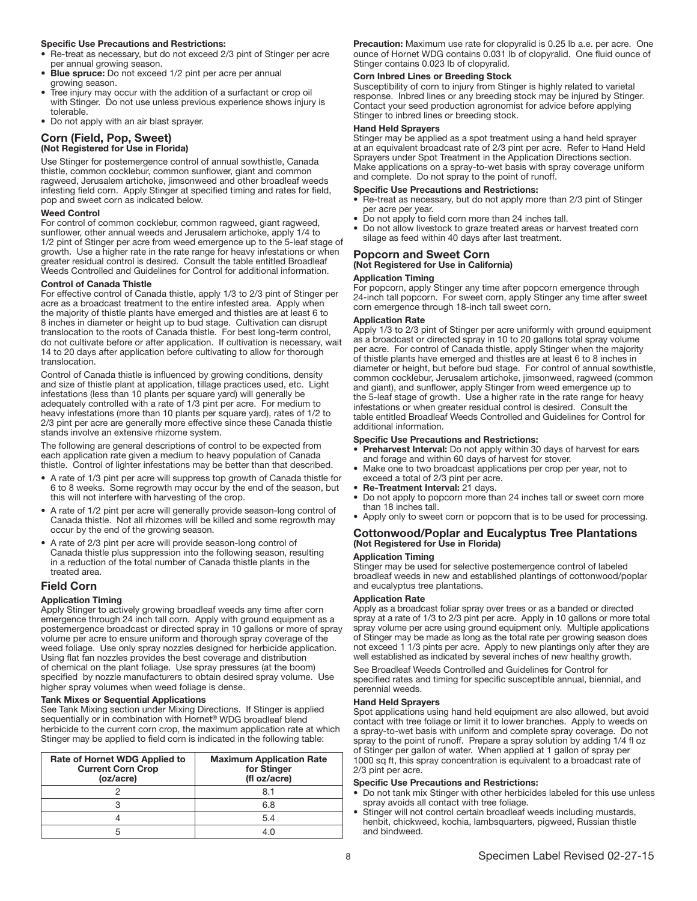**Specific Use Precautions and Restrictions:**

- Re-treat as necessary, but do not exceed 2/3 pint of Stinger per acre per annual growing season.
- **Blue spruce:** Do not exceed 1/2 pint per acre per annual growing season.
- Tree injury may occur with the addition of a surfactant or crop oil with Stinger. Do not use unless previous experience shows injury is tolerable.
- Do not apply with an air blast sprayer.

## Corn (Field, Pop, Sweet)
**(Not Registered for Use in Florida)**

Use Stinger for postemergence control of annual sowthistle, Canada thistle, common cocklebur, common sunflower, giant and common ragweed, Jerusalem artichoke, jimsonweed and other broadleaf weeds infesting field corn. Apply Stinger at specified timing and rates for field, pop and sweet corn as indicated below.

**Weed Control**

For control of common cocklebur, common ragweed, giant ragweed, sunflower, other annual weeds and Jerusalem artichoke, apply 1/4 to 1/2 pint of Stinger per acre from weed emergence up to the 5-leaf stage of growth. Use a higher rate in the rate range for heavy infestations or when greater residual control is desired. Consult the table entitled Broadleaf Weeds Controlled and Guidelines for Control for additional information.

**Control of Canada Thistle**

For effective control of Canada thistle, apply 1/3 to 2/3 pint of Stinger per acre as a broadcast treatment to the entire infested area. Apply when the majority of thistle plants have emerged and thistles are at least 6 to 8 inches in diameter or height up to bud stage. Cultivation can disrupt translocation to the roots of Canada thistle. For best long-term control, do not cultivate before or after application. If cultivation is necessary, wait 14 to 20 days after application before cultivating to allow for thorough translocation.

Control of Canada thistle is influenced by growing conditions, density and size of thistle plant at application, tillage practices used, etc. Light infestations (less than 10 plants per square yard) will generally be adequately controlled with a rate of 1/3 pint per acre. For medium to heavy infestations (more than 10 plants per square yard), rates of 1/2 to 2/3 pint per acre are generally more effective since these Canada thistle stands involve an extensive rhizome system.

The following are general descriptions of control to be expected from each application rate given a medium to heavy population of Canada thistle. Control of lighter infestations may be better than that described.

- A rate of 1/3 pint per acre will suppress top growth of Canada thistle for 6 to 8 weeks. Some regrowth may occur by the end of the season, but this will not interfere with harvesting of the crop.
- A rate of 1/2 pint per acre will generally provide season-long control of Canada thistle. Not all rhizomes will be killed and some regrowth may occur by the end of the growing season.
- A rate of 2/3 pint per acre will provide season-long control of Canada thistle plus suppression into the following season, resulting in a reduction of the total number of Canada thistle plants in the treated area.

## Field Corn

**Application Timing**

Apply Stinger to actively growing broadleaf weeds any time after corn emergence through 24 inch tall corn. Apply with ground equipment as a postemergence broadcast or directed spray in 10 gallons or more of spray volume per acre to ensure uniform and thorough spray coverage of the weed foliage. Use only spray nozzles designed for herbicide application. Using flat fan nozzles provides the best coverage and distribution of chemical on the plant foliage. Use spray pressures (at the boom) specified by nozzle manufacturers to obtain desired spray volume. Use higher spray volumes when weed foliage is dense.

**Tank Mixes or Sequential Applications**

See Tank Mixing section under Mixing Directions. If Stinger is applied sequentially or in combination with Hornet® WDG broadleaf blend herbicide to the current corn crop, the maximum application rate at which Stinger may be applied to field corn is indicated in the following table:

| Rate of Hornet WDG Applied to Current Corn Crop (oz/acre) | Maximum Application Rate for Stinger (fl oz/acre) |
|---|---|
| 2 | 8.1 |
| 3 | 6.8 |
| 4 | 5.4 |
| 5 | 4.0 |

**Precaution:** Maximum use rate for clopyralid is 0.25 lb a.e. per acre. One ounce of Hornet WDG contains 0.031 lb of clopyralid. One fluid ounce of Stinger contains 0.023 lb of clopyralid.

**Corn Inbred Lines or Breeding Stock**

Susceptibility of corn to injury from Stinger is highly related to varietal response. Inbred lines or any breeding stock may be injured by Stinger. Contact your seed production agronomist for advice before applying Stinger to inbred lines or breeding stock.

**Hand Held Sprayers**

Stinger may be applied as a spot treatment using a hand held sprayer at an equivalent broadcast rate of 2/3 pint per acre. Refer to Hand Held Sprayers under Spot Treatment in the Application Directions section. Make applications on a spray-to-wet basis with spray coverage uniform and complete. Do not spray to the point of runoff.

**Specific Use Precautions and Restrictions:**

- Re-treat as necessary, but do not apply more than 2/3 pint of Stinger per acre per year.
- Do not apply to field corn more than 24 inches tall.
- Do not allow livestock to graze treated areas or harvest treated corn silage as feed within 40 days after last treatment.

## Popcorn and Sweet Corn
**(Not Registered for Use in California)**

**Application Timing**

For popcorn, apply Stinger any time after popcorn emergence through 24-inch tall popcorn. For sweet corn, apply Stinger any time after sweet corn emergence through 18-inch tall sweet corn.

**Application Rate**

Apply 1/3 to 2/3 pint of Stinger per acre uniformly with ground equipment as a broadcast or directed spray in 10 to 20 gallons total spray volume per acre. For control of Canada thistle, apply Stinger when the majority of thistle plants have emerged and thistles are at least 6 to 8 inches in diameter or height, but before bud stage. For control of annual sowthistle, common cocklebur, Jerusalem artichoke, jimsonweed, ragweed (common and giant), and sunflower, apply Stinger from weed emergence up to the 5-leaf stage of growth. Use a higher rate in the rate range for heavy infestations or when greater residual control is desired. Consult the table entitled Broadleaf Weeds Controlled and Guidelines for Control for additional information.

**Specific Use Precautions and Restrictions:**

- **Preharvest Interval:** Do not apply within 30 days of harvest for ears and forage and within 60 days of harvest for stover.
- Make one to two broadcast applications per crop per year, not to exceed a total of 2/3 pint per acre.
- **Re-Treatment Interval:** 21 days.
- Do not apply to popcorn more than 24 inches tall or sweet corn more than 18 inches tall.
- Apply only to sweet corn or popcorn that is to be used for processing.

## Cottonwood/Poplar and Eucalyptus Tree Plantations
**(Not Registered for Use in Florida)**

**Application Timing**

Stinger may be used for selective postemergence control of labeled broadleaf weeds in new and established plantings of cottonwood/poplar and eucalyptus tree plantations.

**Application Rate**

Apply as a broadcast foliar spray over trees or as a banded or directed spray at a rate of 1/3 to 2/3 pint per acre. Apply in 10 gallons or more total spray volume per acre using ground equipment only. Multiple applications of Stinger may be made as long as the total rate per growing season does not exceed 1 1/3 pints per acre. Apply to new plantings only after they are well established as indicated by several inches of new healthy growth.

See Broadleaf Weeds Controlled and Guidelines for Control for specified rates and timing for specific susceptible annual, biennial, and perennial weeds.

**Hand Held Sprayers**

Spot applications using hand held equipment are also allowed, but avoid contact with tree foliage or limit it to lower branches. Apply to weeds on a spray-to-wet basis with uniform and complete spray coverage. Do not spray to the point of runoff. Prepare a spray solution by adding 1/4 fl oz of Stinger per gallon of water. When applied at 1 gallon of spray per 1000 sq ft, this spray concentration is equivalent to a broadcast rate of 2/3 pint per acre.

**Specific Use Precautions and Restrictions:**

- Do not tank mix Stinger with other herbicides labeled for this use unless spray avoids all contact with tree foliage.
- Stinger will not control certain broadleaf weeds including mustards, henbit, chickweed, kochia, lambsquarters, pigweed, Russian thistle and bindweed.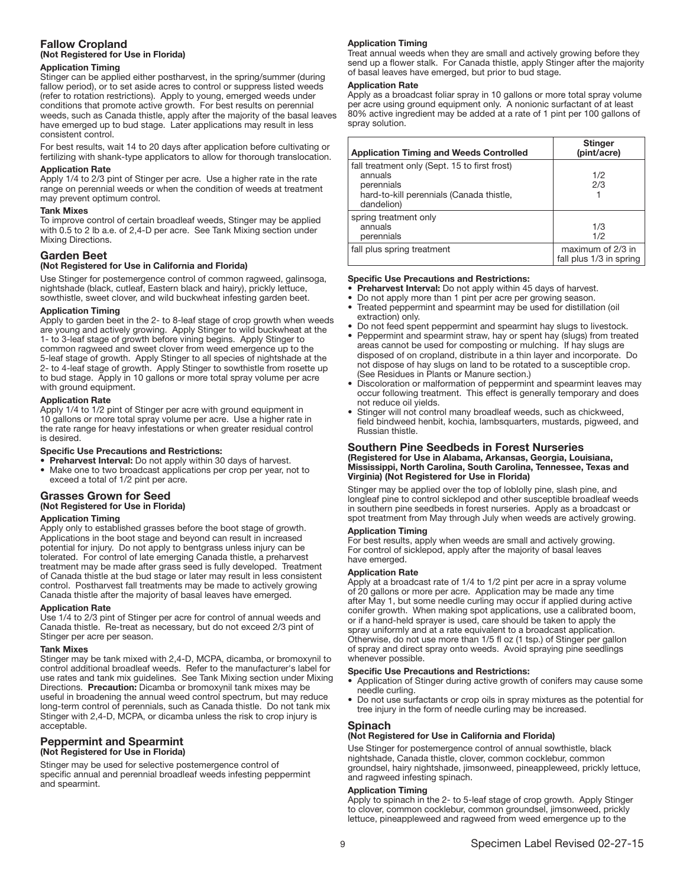## Fallow Cropland
**(Not Registered for Use in Florida)**

#### Application Timing
Stinger can be applied either postharvest, in the spring/summer (during fallow period), or to set aside acres to control or suppress listed weeds (refer to rotation restrictions). Apply to young, emerged weeds under conditions that promote active growth. For best results on perennial weeds, such as Canada thistle, apply after the majority of the basal leaves have emerged up to bud stage. Later applications may result in less consistent control.

For best results, wait 14 to 20 days after application before cultivating or fertilizing with shank-type applicators to allow for thorough translocation.

#### Application Rate
Apply 1/4 to 2/3 pint of Stinger per acre. Use a higher rate in the rate range on perennial weeds or when the condition of weeds at treatment may prevent optimum control.

#### Tank Mixes
To improve control of certain broadleaf weeds, Stinger may be applied with 0.5 to 2 lb a.e. of 2,4-D per acre. See Tank Mixing section under Mixing Directions.

## Garden Beet
**(Not Registered for Use in California and Florida)**

Use Stinger for postemergence control of common ragweed, galinsoga, nightshade (black, cutleaf, Eastern black and hairy), prickly lettuce, sowthistle, sweet clover, and wild buckwheat infesting garden beet.

#### Application Timing
Apply to garden beet in the 2- to 8-leaf stage of crop growth when weeds are young and actively growing. Apply Stinger to wild buckwheat at the 1- to 3-leaf stage of growth before vining begins. Apply Stinger to common ragweed and sweet clover from weed emergence up to the 5-leaf stage of growth. Apply Stinger to all species of nightshade at the 2- to 4-leaf stage of growth. Apply Stinger to sowthistle from rosette up to bud stage. Apply in 10 gallons or more total spray volume per acre with ground equipment.

#### Application Rate
Apply 1/4 to 1/2 pint of Stinger per acre with ground equipment in 10 gallons or more total spray volume per acre. Use a higher rate in the rate range for heavy infestations or when greater residual control is desired.

#### Specific Use Precautions and Restrictions:
- **Preharvest Interval:** Do not apply within 30 days of harvest.
- Make one to two broadcast applications per crop per year, not to exceed a total of 1/2 pint per acre.

## Grasses Grown for Seed
**(Not Registered for Use in Florida)**

#### Application Timing
Apply only to established grasses before the boot stage of growth. Applications in the boot stage and beyond can result in increased potential for injury. Do not apply to bentgrass unless injury can be tolerated. For control of late emerging Canada thistle, a preharvest treatment may be made after grass seed is fully developed. Treatment of Canada thistle at the bud stage or later may result in less consistent control. Postharvest fall treatments may be made to actively growing Canada thistle after the majority of basal leaves have emerged.

#### Application Rate
Use 1/4 to 2/3 pint of Stinger per acre for control of annual weeds and Canada thistle. Re-treat as necessary, but do not exceed 2/3 pint of Stinger per acre per season.

#### Tank Mixes
Stinger may be tank mixed with 2,4-D, MCPA, dicamba, or bromoxynil to control additional broadleaf weeds. Refer to the manufacturer's label for use rates and tank mix guidelines. See Tank Mixing section under Mixing Directions. **Precaution:** Dicamba or bromoxynil tank mixes may be useful in broadening the annual weed control spectrum, but may reduce long-term control of perennials, such as Canada thistle. Do not tank mix Stinger with 2,4-D, MCPA, or dicamba unless the risk to crop injury is acceptable.

## Peppermint and Spearmint
**(Not Registered for Use in Florida)**

Stinger may be used for selective postemergence control of specific annual and perennial broadleaf weeds infesting peppermint and spearmint.

#### Application Timing
Treat annual weeds when they are small and actively growing before they send up a flower stalk. For Canada thistle, apply Stinger after the majority of basal leaves have emerged, but prior to bud stage.

#### Application Rate
Apply as a broadcast foliar spray in 10 gallons or more total spray volume per acre using ground equipment only. A nonionic surfactant of at least 80% active ingredient may be added at a rate of 1 pint per 100 gallons of spray solution.

| Application Timing and Weeds Controlled | Stinger (pint/acre) |
|---|---|
| fall treatment only (Sept. 15 to first frost) | |
| annuals | 1/2 |
| perennials | 2/3 |
| hard-to-kill perennials (Canada thistle, dandelion) | 1 |
| spring treatment only | |
| annuals | 1/3 |
| perennials | 1/2 |
| fall plus spring treatment | maximum of 2/3 in fall plus 1/3 in spring |

#### Specific Use Precautions and Restrictions:
- **Preharvest Interval:** Do not apply within 45 days of harvest.
- Do not apply more than 1 pint per acre per growing season.
- Treated peppermint and spearmint may be used for distillation (oil extraction) only.
- Do not feed spent peppermint and spearmint hay slugs to livestock.
- Peppermint and spearmint straw, hay or spent hay (slugs) from treated areas cannot be used for composting or mulching. If hay slugs are disposed of on cropland, distribute in a thin layer and incorporate. Do not dispose of hay slugs on land to be rotated to a susceptible crop. (See Residues in Plants or Manure section.)
- Discoloration or malformation of peppermint and spearmint leaves may occur following treatment. This effect is generally temporary and does not reduce oil yields.
- Stinger will not control many broadleaf weeds, such as chickweed, field bindweed henbit, kochia, lambsquarters, mustards, pigweed, and Russian thistle.

## Southern Pine Seedbeds in Forest Nurseries
**(Registered for Use in Alabama, Arkansas, Georgia, Louisiana, Mississippi, North Carolina, South Carolina, Tennessee, Texas and Virginia) (Not Registered for Use in Florida)**

Stinger may be applied over the top of loblolly pine, slash pine, and longleaf pine to control sicklepod and other susceptible broadleaf weeds in southern pine seedbeds in forest nurseries. Apply as a broadcast or spot treatment from May through July when weeds are actively growing.

#### Application Timing
For best results, apply when weeds are small and actively growing. For control of sicklepod, apply after the majority of basal leaves have emerged.

#### Application Rate
Apply at a broadcast rate of 1/4 to 1/2 pint per acre in a spray volume of 20 gallons or more per acre. Application may be made any time after May 1, but some needle curling may occur if applied during active conifer growth. When making spot applications, use a calibrated boom, or if a hand-held sprayer is used, care should be taken to apply the spray uniformly and at a rate equivalent to a broadcast application. Otherwise, do not use more than 1/5 fl oz (1 tsp.) of Stinger per gallon of spray and direct spray onto weeds. Avoid spraying pine seedlings whenever possible.

#### Specific Use Precautions and Restrictions:
- Application of Stinger during active growth of conifers may cause some needle curling.
- Do not use surfactants or crop oils in spray mixtures as the potential for tree injury in the form of needle curling may be increased.

## Spinach
**(Not Registered for Use in California and Florida)**

Use Stinger for postemergence control of annual sowthistle, black nightshade, Canada thistle, clover, common cocklebur, common groundsel, hairy nightshade, jimsonweed, pineappleweed, prickly lettuce, and ragweed infesting spinach.

#### Application Timing
Apply to spinach in the 2- to 5-leaf stage of crop growth. Apply Stinger to clover, common cocklebur, common groundsel, jimsonweed, prickly lettuce, pineappleweed and ragweed from weed emergence up to the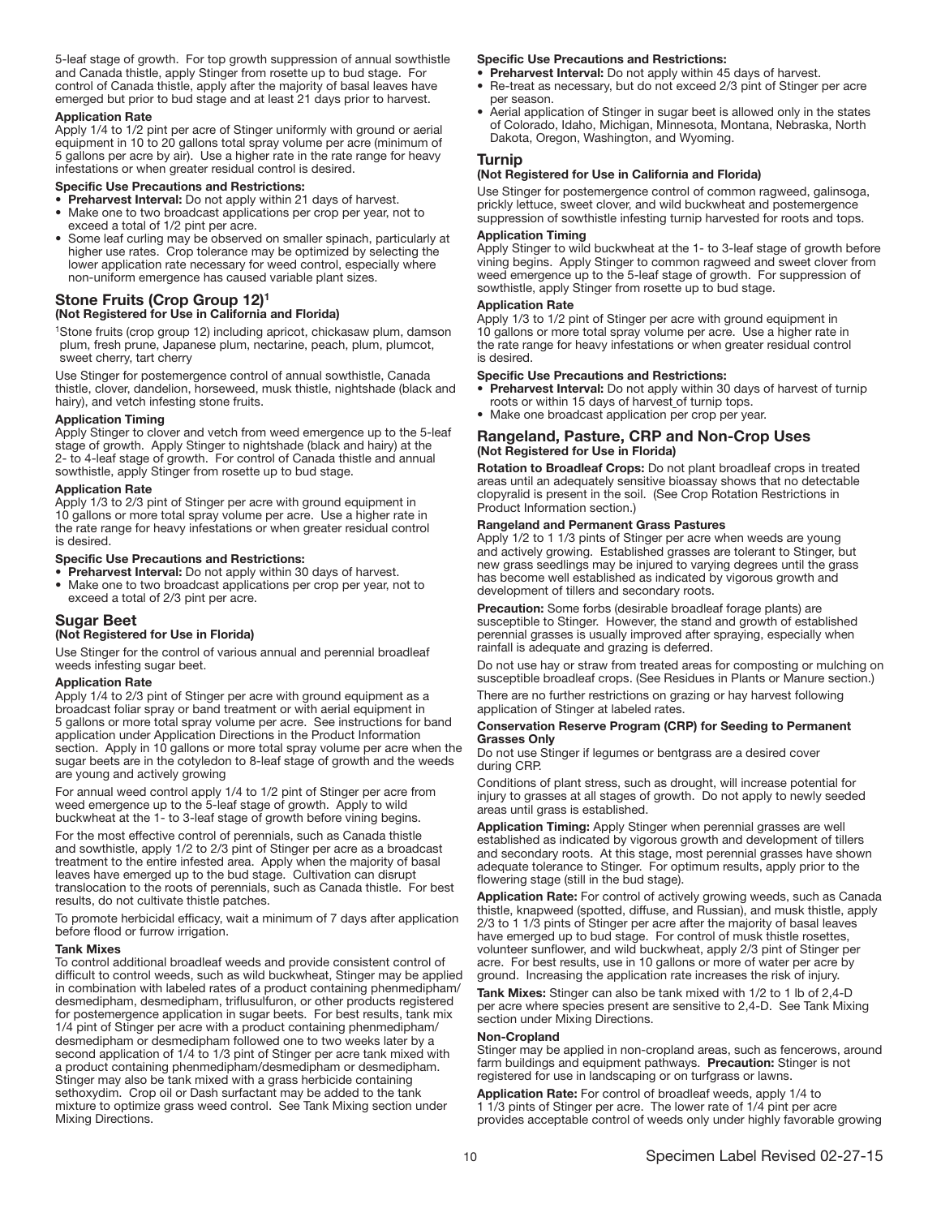5-leaf stage of growth. For top growth suppression of annual sowthistle and Canada thistle, apply Stinger from rosette up to bud stage. For control of Canada thistle, apply after the majority of basal leaves have emerged but prior to bud stage and at least 21 days prior to harvest.

**Application Rate**

Apply 1/4 to 1/2 pint per acre of Stinger uniformly with ground or aerial equipment in 10 to 20 gallons total spray volume per acre (minimum of 5 gallons per acre by air). Use a higher rate in the rate range for heavy infestations or when greater residual control is desired.

**Specific Use Precautions and Restrictions:**

- **Preharvest Interval:** Do not apply within 21 days of harvest.
- Make one to two broadcast applications per crop per year, not to exceed a total of 1/2 pint per acre.
- Some leaf curling may be observed on smaller spinach, particularly at higher use rates. Crop tolerance may be optimized by selecting the lower application rate necessary for weed control, especially where non-uniform emergence has caused variable plant sizes.

## Stone Fruits (Crop Group 12)[1]

**(Not Registered for Use in California and Florida)**

[1]Stone fruits (crop group 12) including apricot, chickasaw plum, damson plum, fresh prune, Japanese plum, nectarine, peach, plum, plumcot, sweet cherry, tart cherry

Use Stinger for postemergence control of annual sowthistle, Canada thistle, clover, dandelion, horseweed, musk thistle, nightshade (black and hairy), and vetch infesting stone fruits.

**Application Timing**

Apply Stinger to clover and vetch from weed emergence up to the 5-leaf stage of growth. Apply Stinger to nightshade (black and hairy) at the 2- to 4-leaf stage of growth. For control of Canada thistle and annual sowthistle, apply Stinger from rosette up to bud stage.

**Application Rate**

Apply 1/3 to 2/3 pint of Stinger per acre with ground equipment in 10 gallons or more total spray volume per acre. Use a higher rate in the rate range for heavy infestations or when greater residual control is desired.

**Specific Use Precautions and Restrictions:**

- **Preharvest Interval:** Do not apply within 30 days of harvest.
- Make one to two broadcast applications per crop per year, not to exceed a total of 2/3 pint per acre.

## Sugar Beet

**(Not Registered for Use in Florida)**

Use Stinger for the control of various annual and perennial broadleaf weeds infesting sugar beet.

**Application Rate**

Apply 1/4 to 2/3 pint of Stinger per acre with ground equipment as a broadcast foliar spray or band treatment or with aerial equipment in 5 gallons or more total spray volume per acre. See instructions for band application under Application Directions in the Product Information section. Apply in 10 gallons or more total spray volume per acre when the sugar beets are in the cotyledon to 8-leaf stage of growth and the weeds are young and actively growing

For annual weed control apply 1/4 to 1/2 pint of Stinger per acre from weed emergence up to the 5-leaf stage of growth. Apply to wild buckwheat at the 1- to 3-leaf stage of growth before vining begins.

For the most effective control of perennials, such as Canada thistle and sowthistle, apply 1/2 to 2/3 pint of Stinger per acre as a broadcast treatment to the entire infested area. Apply when the majority of basal leaves have emerged up to the bud stage. Cultivation can disrupt translocation to the roots of perennials, such as Canada thistle. For best results, do not cultivate thistle patches.

To promote herbicidal efficacy, wait a minimum of 7 days after application before flood or furrow irrigation.

**Tank Mixes**

To control additional broadleaf weeds and provide consistent control of difficult to control weeds, such as wild buckwheat, Stinger may be applied in combination with labeled rates of a product containing phenmedipham/desmedipham, desmedipham, triflusulfuron, or other products registered for postemergence application in sugar beets. For best results, tank mix 1/4 pint of Stinger per acre with a product containing phenmedipham/desmedipham or desmedipham followed one to two weeks later by a second application of 1/4 to 1/3 pint of Stinger per acre tank mixed with a product containing phenmedipham/desmedipham or desmedipham. Stinger may also be tank mixed with a grass herbicide containing sethoxydim. Crop oil or Dash surfactant may be added to the tank mixture to optimize grass weed control. See Tank Mixing section under Mixing Directions.

**Specific Use Precautions and Restrictions:**

- **Preharvest Interval:** Do not apply within 45 days of harvest.
- Re-treat as necessary, but do not exceed 2/3 pint of Stinger per acre per season.
- Aerial application of Stinger in sugar beet is allowed only in the states of Colorado, Idaho, Michigan, Minnesota, Montana, Nebraska, North Dakota, Oregon, Washington, and Wyoming.

## Turnip

**(Not Registered for Use in California and Florida)**

Use Stinger for postemergence control of common ragweed, galinsoga, prickly lettuce, sweet clover, and wild buckwheat and postemergence suppression of sowthistle infesting turnip harvested for roots and tops.

**Application Timing**

Apply Stinger to wild buckwheat at the 1- to 3-leaf stage of growth before vining begins. Apply Stinger to common ragweed and sweet clover from weed emergence up to the 5-leaf stage of growth. For suppression of sowthistle, apply Stinger from rosette up to bud stage.

**Application Rate**

Apply 1/3 to 1/2 pint of Stinger per acre with ground equipment in 10 gallons or more total spray volume per acre. Use a higher rate in the rate range for heavy infestations or when greater residual control is desired.

**Specific Use Precautions and Restrictions:**

- **Preharvest Interval:** Do not apply within 30 days of harvest of turnip roots or within 15 days of harvest of turnip tops.
- Make one broadcast application per crop per year.

## Rangeland, Pasture, CRP and Non-Crop Uses

**(Not Registered for Use in Florida)**

**Rotation to Broadleaf Crops:** Do not plant broadleaf crops in treated areas until an adequately sensitive bioassay shows that no detectable clopyralid is present in the soil. (See Crop Rotation Restrictions in Product Information section.)

**Rangeland and Permanent Grass Pastures**

Apply 1/2 to 1 1/3 pints of Stinger per acre when weeds are young and actively growing. Established grasses are tolerant to Stinger, but new grass seedlings may be injured to varying degrees until the grass has become well established as indicated by vigorous growth and development of tillers and secondary roots.

**Precaution:** Some forbs (desirable broadleaf forage plants) are susceptible to Stinger. However, the stand and growth of established perennial grasses is usually improved after spraying, especially when rainfall is adequate and grazing is deferred.

Do not use hay or straw from treated areas for composting or mulching on susceptible broadleaf crops. (See Residues in Plants or Manure section.)

There are no further restrictions on grazing or hay harvest following application of Stinger at labeled rates.

**Conservation Reserve Program (CRP) for Seeding to Permanent Grasses Only**

Do not use Stinger if legumes or bentgrass are a desired cover during CRP.

Conditions of plant stress, such as drought, will increase potential for injury to grasses at all stages of growth. Do not apply to newly seeded areas until grass is established.

**Application Timing:** Apply Stinger when perennial grasses are well established as indicated by vigorous growth and development of tillers and secondary roots. At this stage, most perennial grasses have shown adequate tolerance to Stinger. For optimum results, apply prior to the flowering stage (still in the bud stage).

**Application Rate:** For control of actively growing weeds, such as Canada thistle, knapweed (spotted, diffuse, and Russian), and musk thistle, apply 2/3 to 1 1/3 pints of Stinger per acre after the majority of basal leaves have emerged up to bud stage. For control of musk thistle rosettes, volunteer sunflower, and wild buckwheat, apply 2/3 pint of Stinger per acre. For best results, use in 10 gallons or more of water per acre by ground. Increasing the application rate increases the risk of injury.

**Tank Mixes:** Stinger can also be tank mixed with 1/2 to 1 lb of 2,4-D per acre where species present are sensitive to 2,4-D. See Tank Mixing section under Mixing Directions.

**Non-Cropland**

Stinger may be applied in non-cropland areas, such as fencerows, around farm buildings and equipment pathways. **Precaution:** Stinger is not registered for use in landscaping or on turfgrass or lawns.

**Application Rate:** For control of broadleaf weeds, apply 1/4 to 1 1/3 pints of Stinger per acre. The lower rate of 1/4 pint per acre provides acceptable control of weeds only under highly favorable growing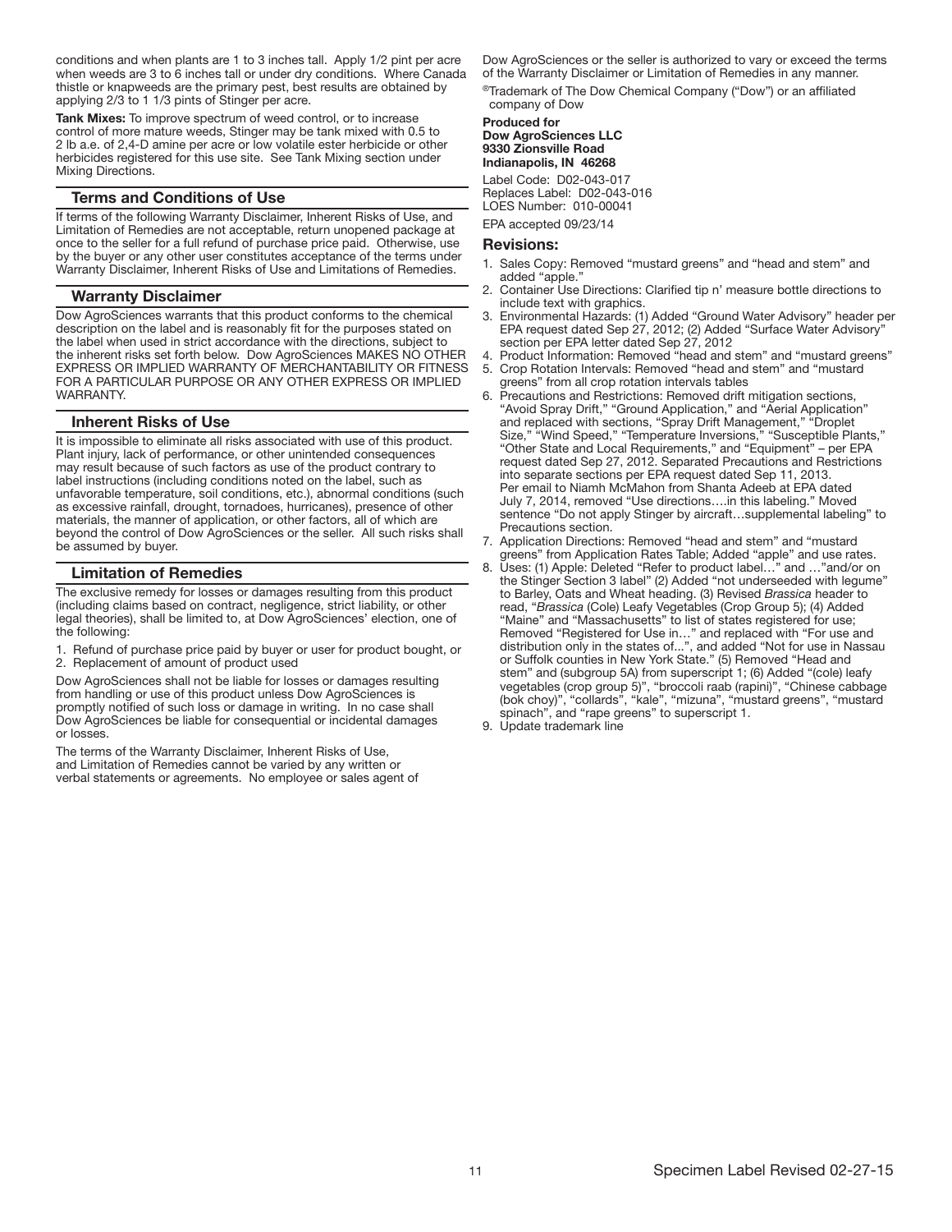conditions and when plants are 1 to 3 inches tall. Apply 1/2 pint per acre when weeds are 3 to 6 inches tall or under dry conditions. Where Canada thistle or knapweeds are the primary pest, best results are obtained by applying 2/3 to 1 1/3 pints of Stinger per acre.

**Tank Mixes:** To improve spectrum of weed control, or to increase control of more mature weeds, Stinger may be tank mixed with 0.5 to 2 lb a.e. of 2,4-D amine per acre or low volatile ester herbicide or other herbicides registered for this use site. See Tank Mixing section under Mixing Directions.

## Terms and Conditions of Use

If terms of the following Warranty Disclaimer, Inherent Risks of Use, and Limitation of Remedies are not acceptable, return unopened package at once to the seller for a full refund of purchase price paid. Otherwise, use by the buyer or any other user constitutes acceptance of the terms under Warranty Disclaimer, Inherent Risks of Use and Limitations of Remedies.

## Warranty Disclaimer

Dow AgroSciences warrants that this product conforms to the chemical description on the label and is reasonably fit for the purposes stated on the label when used in strict accordance with the directions, subject to the inherent risks set forth below. Dow AgroSciences MAKES NO OTHER EXPRESS OR IMPLIED WARRANTY OF MERCHANTABILITY OR FITNESS FOR A PARTICULAR PURPOSE OR ANY OTHER EXPRESS OR IMPLIED WARRANTY.

## Inherent Risks of Use

It is impossible to eliminate all risks associated with use of this product. Plant injury, lack of performance, or other unintended consequences may result because of such factors as use of the product contrary to label instructions (including conditions noted on the label, such as unfavorable temperature, soil conditions, etc.), abnormal conditions (such as excessive rainfall, drought, tornadoes, hurricanes), presence of other materials, the manner of application, or other factors, all of which are beyond the control of Dow AgroSciences or the seller. All such risks shall be assumed by buyer.

## Limitation of Remedies

The exclusive remedy for losses or damages resulting from this product (including claims based on contract, negligence, strict liability, or other legal theories), shall be limited to, at Dow AgroSciences' election, one of the following:

1. Refund of purchase price paid by buyer or user for product bought, or
2. Replacement of amount of product used

Dow AgroSciences shall not be liable for losses or damages resulting from handling or use of this product unless Dow AgroSciences is promptly notified of such loss or damage in writing. In no case shall Dow AgroSciences be liable for consequential or incidental damages or losses.

The terms of the Warranty Disclaimer, Inherent Risks of Use, and Limitation of Remedies cannot be varied by any written or verbal statements or agreements. No employee or sales agent of Dow AgroSciences or the seller is authorized to vary or exceed the terms of the Warranty Disclaimer or Limitation of Remedies in any manner.

®Trademark of The Dow Chemical Company ("Dow") or an affiliated company of Dow

**Produced for**
**Dow AgroSciences LLC**
**9330 Zionsville Road**
**Indianapolis, IN 46268**

Label Code: D02-043-017
Replaces Label: D02-043-016
LOES Number: 010-00041

EPA accepted 09/23/14

## Revisions:

1. Sales Copy: Removed "mustard greens" and "head and stem" and added "apple."
2. Container Use Directions: Clarified tip n' measure bottle directions to include text with graphics.
3. Environmental Hazards: (1) Added "Ground Water Advisory" header per EPA request dated Sep 27, 2012; (2) Added "Surface Water Advisory" section per EPA letter dated Sep 27, 2012
4. Product Information: Removed "head and stem" and "mustard greens"
5. Crop Rotation Intervals: Removed "head and stem" and "mustard greens" from all crop rotation intervals tables
6. Precautions and Restrictions: Removed drift mitigation sections, "Avoid Spray Drift," "Ground Application," and "Aerial Application" and replaced with sections, "Spray Drift Management," "Droplet Size," "Wind Speed," "Temperature Inversions," "Susceptible Plants," "Other State and Local Requirements," and "Equipment" – per EPA request dated Sep 27, 2012. Separated Precautions and Restrictions into separate sections per EPA request dated Sep 11, 2013. Per email to Niamh McMahon from Shanta Adeeb at EPA dated July 7, 2014, removed "Use directions….in this labeling." Moved sentence "Do not apply Stinger by aircraft…supplemental labeling" to Precautions section.
7. Application Directions: Removed "head and stem" and "mustard greens" from Application Rates Table; Added "apple" and use rates.
8. Uses: (1) Apple: Deleted "Refer to product label…" and …"and/or on the Stinger Section 3 label" (2) Added "not underseeded with legume" to Barley, Oats and Wheat heading. (3) Revised *Brassica* header to read, "*Brassica* (Cole) Leafy Vegetables (Crop Group 5); (4) Added "Maine" and "Massachusetts" to list of states registered for use; Removed "Registered for Use in…" and replaced with "For use and distribution only in the states of...", and added "Not for use in Nassau or Suffolk counties in New York State." (5) Removed "Head and stem" and (subgroup 5A) from superscript 1; (6) Added "(cole) leafy vegetables (crop group 5)", "broccoli raab (rapini)", "Chinese cabbage (bok choy)", "collards", "kale", "mizuna", "mustard greens", "mustard spinach", and "rape greens" to superscript 1.
9. Update trademark line

Specimen Label Revised 02-27-15